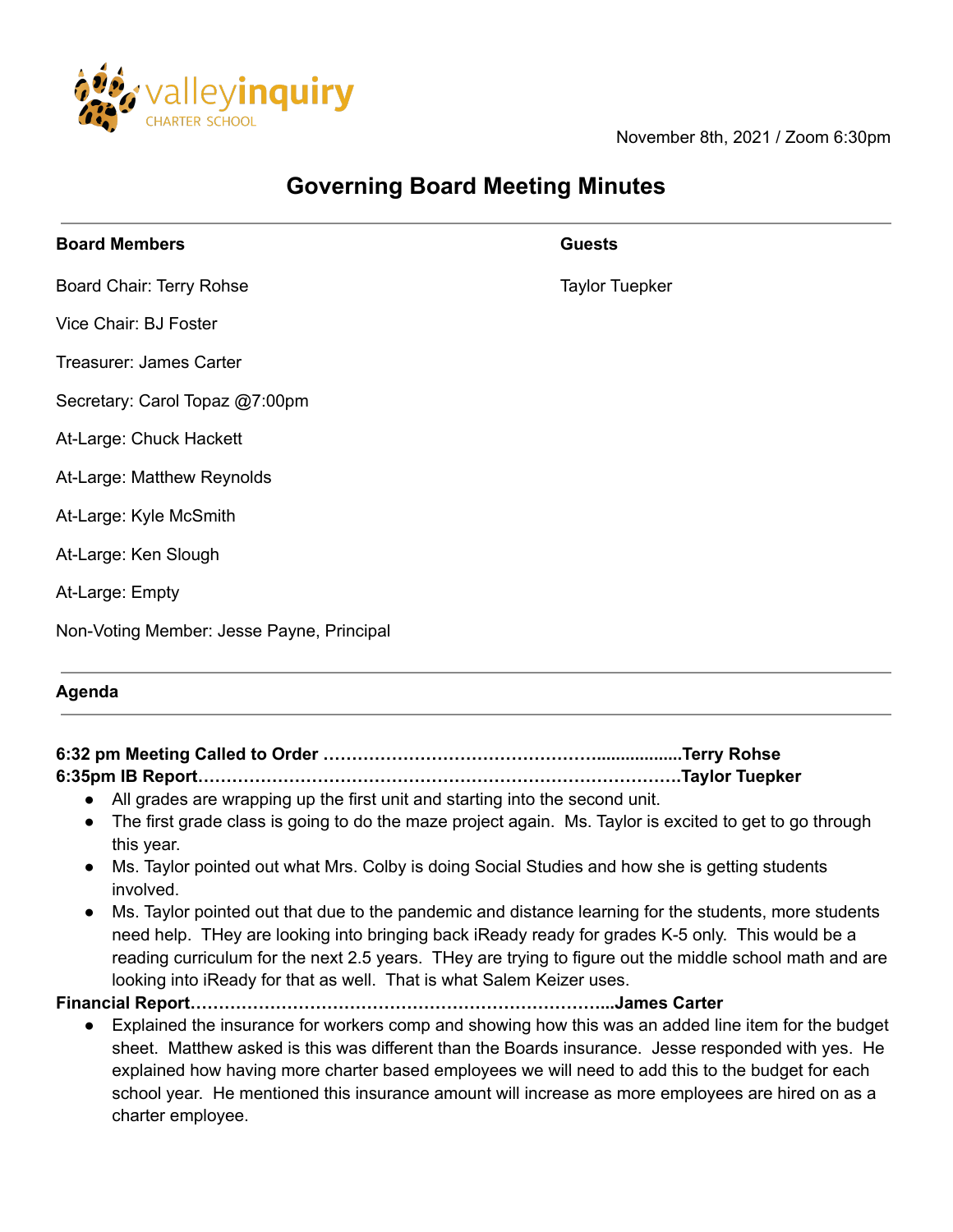valleyinquiry CHARTER SCHOOL

November 8th, 2021 / Zoom 6:30pm

# Governing Board Meeting Minutes

**Board Members**

Board Chair: Terry Rohse

Vice Chair: BJ Foster

Treasurer: James Carter

Secretary: Carol Topaz @7:00pm

At-Large: Chuck Hackett

At-Large: Matthew Reynolds

At-Large: Kyle McSmith

At-Large: Ken Slough

At-Large: Empty

Non-Voting Member: Jesse Payne, Principal

**Guests**

Taylor Tuepker

## Agenda

**6:32 pm Meeting Called to Order ………………………………………..................Terry Rohse**

**6:35pm IB Report……………………………………………………………………….Taylor Tuepker**

- All grades are wrapping up the first unit and starting into the second unit.
- The first grade class is going to do the maze project again. Ms. Taylor is excited to get to go through this year.
- Ms. Taylor pointed out what Mrs. Colby is doing Social Studies and how she is getting students involved.
- Ms. Taylor pointed out that due to the pandemic and distance learning for the students, more students need help. THey are looking into bringing back iReady ready for grades K-5 only. This would be a reading curriculum for the next 2.5 years. THey are trying to figure out the middle school math and are looking into iReady for that as well. That is what Salem Keizer uses.

**Financial Report…………………………………………………………………...James Carter**

- Explained the insurance for workers comp and showing how this was an added line item for the budget sheet. Matthew asked is this was different than the Boards insurance. Jesse responded with yes. He explained how having more charter based employees we will need to add this to the budget for each school year. He mentioned this insurance amount will increase as more employees are hired on as a charter employee.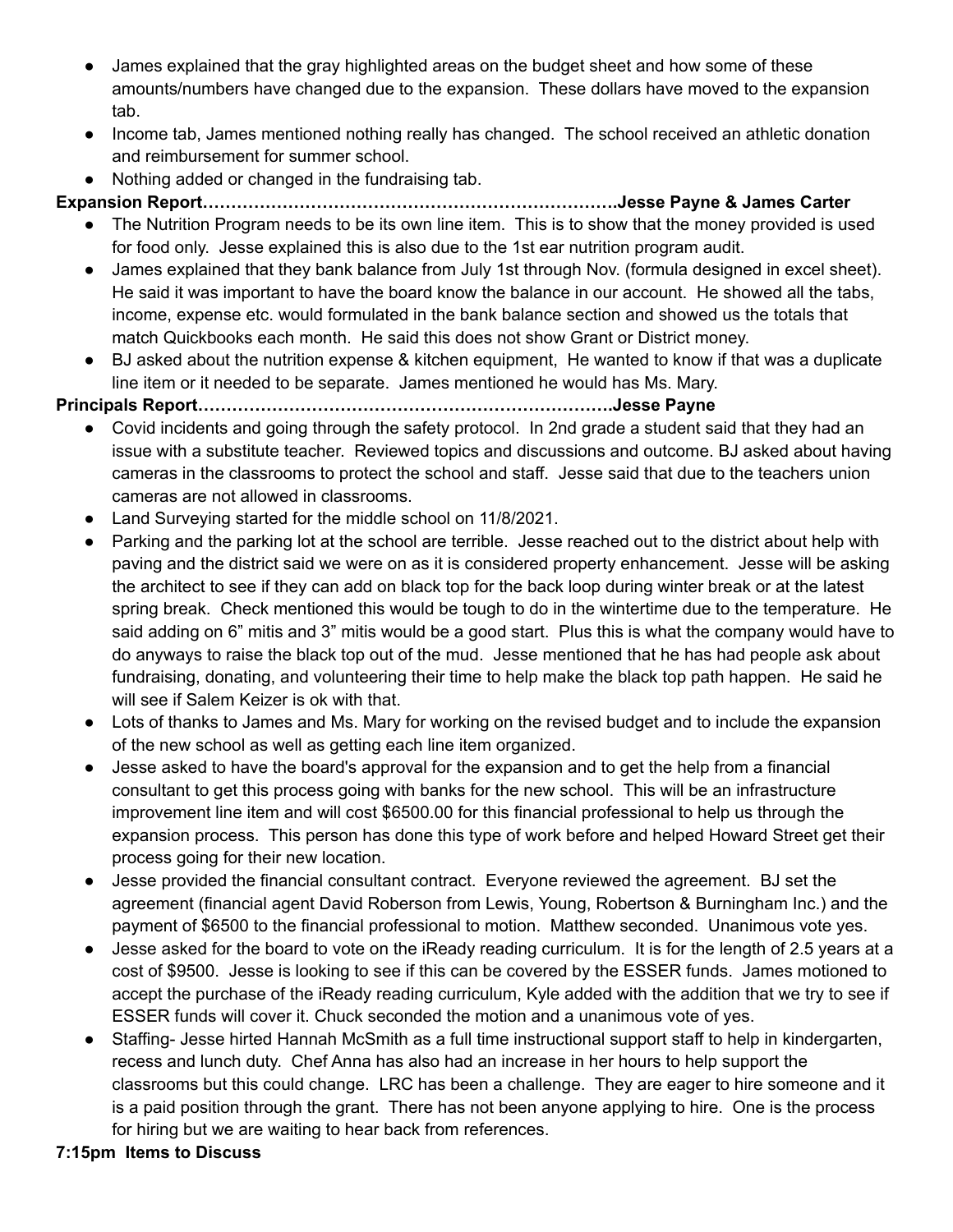- James explained that the gray highlighted areas on the budget sheet and how some of these amounts/numbers have changed due to the expansion. These dollars have moved to the expansion tab.
- Income tab, James mentioned nothing really has changed. The school received an athletic donation and reimbursement for summer school.
- Nothing added or changed in the fundraising tab.

**Expansion Report……………………………………………………………….Jesse Payne & James Carter**

- The Nutrition Program needs to be its own line item. This is to show that the money provided is used for food only. Jesse explained this is also due to the 1st ear nutrition program audit.
- James explained that they bank balance from July 1st through Nov. (formula designed in excel sheet). He said it was important to have the board know the balance in our account. He showed all the tabs, income, expense etc. would formulated in the bank balance section and showed us the totals that match Quickbooks each month. He said this does not show Grant or District money.
- BJ asked about the nutrition expense & kitchen equipment, He wanted to know if that was a duplicate line item or it needed to be separate. James mentioned he would has Ms. Mary.

**Principals Report……………………………………………………………….Jesse Payne**

- Covid incidents and going through the safety protocol. In 2nd grade a student said that they had an issue with a substitute teacher. Reviewed topics and discussions and outcome. BJ asked about having cameras in the classrooms to protect the school and staff. Jesse said that due to the teachers union cameras are not allowed in classrooms.
- Land Surveying started for the middle school on 11/8/2021.
- Parking and the parking lot at the school are terrible. Jesse reached out to the district about help with paving and the district said we were on as it is considered property enhancement. Jesse will be asking the architect to see if they can add on black top for the back loop during winter break or at the latest spring break. Check mentioned this would be tough to do in the wintertime due to the temperature. He said adding on 6" mitis and 3" mitis would be a good start. Plus this is what the company would have to do anyways to raise the black top out of the mud. Jesse mentioned that he has had people ask about fundraising, donating, and volunteering their time to help make the black top path happen. He said he will see if Salem Keizer is ok with that.
- Lots of thanks to James and Ms. Mary for working on the revised budget and to include the expansion of the new school as well as getting each line item organized.
- Jesse asked to have the board's approval for the expansion and to get the help from a financial consultant to get this process going with banks for the new school. This will be an infrastructure improvement line item and will cost $6500.00 for this financial professional to help us through the expansion process. This person has done this type of work before and helped Howard Street get their process going for their new location.
- Jesse provided the financial consultant contract. Everyone reviewed the agreement. BJ set the agreement (financial agent David Roberson from Lewis, Young, Robertson & Burningham Inc.) and the payment of $6500 to the financial professional to motion. Matthew seconded. Unanimous vote yes.
- Jesse asked for the board to vote on the iReady reading curriculum. It is for the length of 2.5 years at a cost of $9500. Jesse is looking to see if this can be covered by the ESSER funds. James motioned to accept the purchase of the iReady reading curriculum, Kyle added with the addition that we try to see if ESSER funds will cover it. Chuck seconded the motion and a unanimous vote of yes.
- Staffing- Jesse hirted Hannah McSmith as a full time instructional support staff to help in kindergarten, recess and lunch duty. Chef Anna has also had an increase in her hours to help support the classrooms but this could change. LRC has been a challenge. They are eager to hire someone and it is a paid position through the grant. There has not been anyone applying to hire. One is the process for hiring but we are waiting to hear back from references.

**7:15pm Items to Discuss**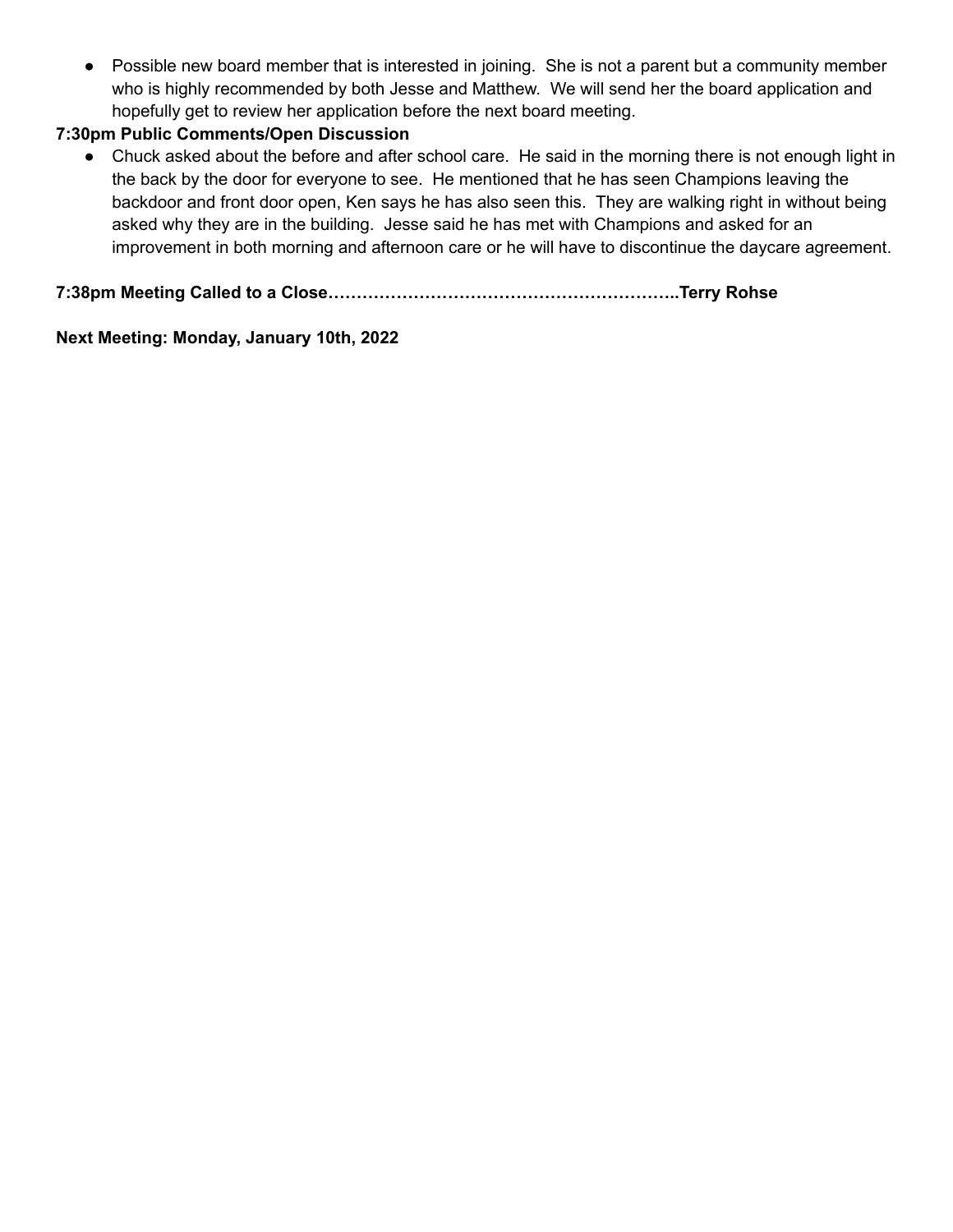- Possible new board member that is interested in joining. She is not a parent but a community member who is highly recommended by both Jesse and Matthew. We will send her the board application and hopefully get to review her application before the next board meeting.

**7:30pm Public Comments/Open Discussion**

- Chuck asked about the before and after school care. He said in the morning there is not enough light in the back by the door for everyone to see. He mentioned that he has seen Champions leaving the backdoor and front door open, Ken says he has also seen this. They are walking right in without being asked why they are in the building. Jesse said he has met with Champions and asked for an improvement in both morning and afternoon care or he will have to discontinue the daycare agreement.

**7:38pm Meeting Called to a Close……………………………………………………..Terry Rohse**

**Next Meeting: Monday, January 10th, 2022**